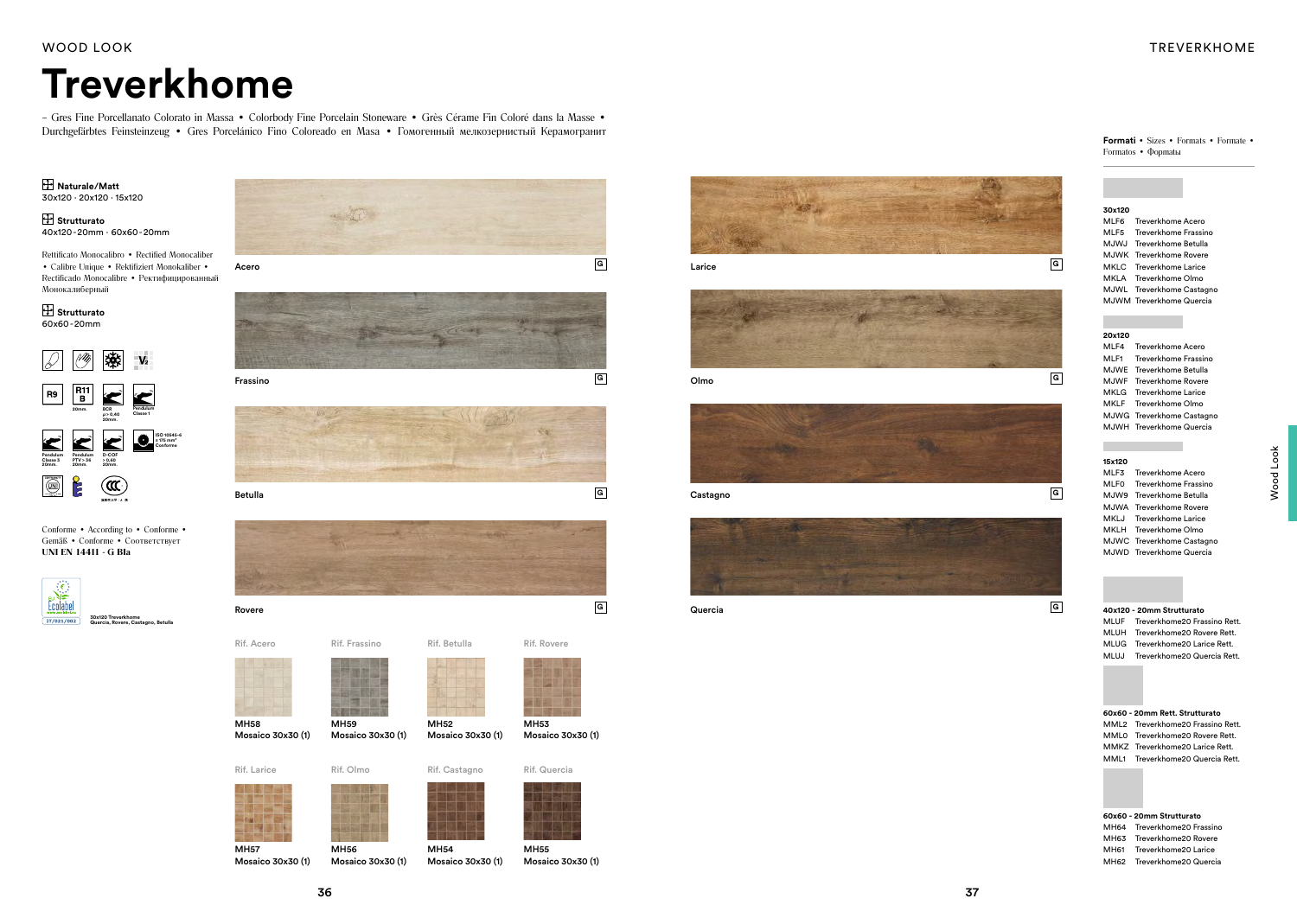WOOD LOOK

# Treverkhome

– Gres Fine Porcellanato Colorato in Massa • Colorbody Fine Porcelain Stoneware • Grès Cérame Fin Coloré dans la Masse • Durchgefärbtes Feinsteinzeug • Gres Porcelánico Fino Coloreado en Masa • Гомогенный мелкозернистый Керамогранит

**Naturale/Matt**
30x120 · 20x120 · 15x120

**Strutturato**
40x120 - 20mm · 60x60 - 20mm

Rettificato Monocalibro • Rectified Monocaliber • Calibre Unique • Rektifiziert Monokaliber • Rectificado Monocalibre • Ректифицированный Монокалиберный

**Strutturato**
60x60 - 20mm

R9 · R11 B 20mm · BCR μ > 0,40 20mm · Pendulum Classe 1 · Pendulum Classe 3 20mm · Pendulum PTV > 36 20mm · D-COF > 0,60 20mm · ISO 10545-6 ≤ 175 mm³ Conforme

Conforme • According to • Conforme • Gemäß • Conforme • Соответствует
**UNI EN 14411 - G BIa**

Ecolabel IT/021/002 — 30x120 Treverkhome Quercia, Rovere, Castagno, Betulla

Acero G

Frassino G

Betulla G

Rovere G

Larice G

Olmo G

Castagno G

Quercia G

| Rif. Acero | Rif. Frassino | Rif. Betulla | Rif. Rovere |
|---|---|---|---|
| **MH58** Mosaico 30x30 (1) | **MH59** Mosaico 30x30 (1) | **MH52** Mosaico 30x30 (1) | **MH53** Mosaico 30x30 (1) |

| Rif. Larice | Rif. Olmo | Rif. Castagno | Rif. Quercia |
|---|---|---|---|
| **MH57** Mosaico 30x30 (1) | **MH56** Mosaico 30x30 (1) | **MH54** Mosaico 30x30 (1) | **MH55** Mosaico 30x30 (1) |

**Formati** • Sizes • Formats • Formate • Formatos • Форматы

**30x120**
- MLF6 Treverkhome Acero
- MLF5 Treverkhome Frassino
- MJWJ Treverkhome Betulla
- MJWK Treverkhome Rovere
- MKLC Treverkhome Larice
- MKLA Treverkhome Olmo
- MJWL Treverkhome Castagno
- MJWM Treverkhome Quercia

**20x120**
- MLF4 Treverkhome Acero
- MLF1 Treverkhome Frassino
- MJWE Treverkhome Betulla
- MJWF Treverkhome Rovere
- MKLG Treverkhome Larice
- MKLF Treverkhome Olmo
- MJWG Treverkhome Castagno
- MJWH Treverkhome Quercia

**15x120**
- MLF3 Treverkhome Acero
- MLF0 Treverkhome Frassino
- MJW9 Treverkhome Betulla
- MJWA Treverkhome Rovere
- MKLJ Treverkhome Larice
- MKLH Treverkhome Olmo
- MJWC Treverkhome Castagno
- MJWD Treverkhome Quercia

**40x120 - 20mm Strutturato**
- MLUF Treverkhome20 Frassino Rett.
- MLUH Treverkhome20 Rovere Rett.
- MLUG Treverkhome20 Larice Rett.
- MLUJ Treverkhome20 Quercia Rett.

**60x60 - 20mm Rett. Strutturato**
- MML2 Treverkhome20 Frassino Rett.
- MML0 Treverkhome20 Rovere Rett.
- MMKZ Treverkhome20 Larice Rett.
- MML1 Treverkhome20 Quercia Rett.

**60x60 - 20mm Strutturato**
- MH64 Treverkhome20 Frassino
- MH63 Treverkhome20 Rovere
- MH61 Treverkhome20 Larice
- MH62 Treverkhome20 Quercia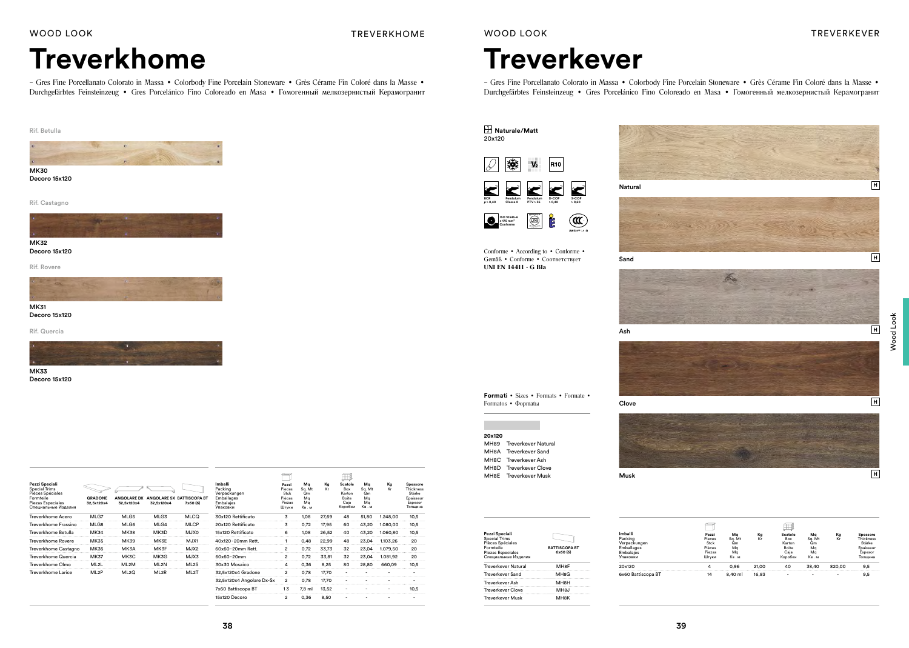WOOD LOOK

# Treverkhome

– Gres Fine Porcellanato Colorato in Massa • Colorbody Fine Porcelain Stoneware • Grès Cérame Fin Coloré dans la Masse • Durchgefärbtes Feinsteinzeug • Gres Porcelánico Fino Coloreado en Masa • Гомогенный мелкозернистый Керамогранит

Rif. Betulla

**MK30**
**Decoro 15x120**

Rif. Castagno

**MK32**
**Decoro 15x120**

Rif. Rovere

**MK31**
**Decoro 15x120**

Rif. Quercia

**MK33**
**Decoro 15x120**

| Pezzi Speciali / Special Trims / Pièces Spéciales / Formteile / Piezas Especiales / Специальные Изделия | GRADONE 32,5x120x4 | ANGOLARE DX 32,5x120x4 | ANGOLARE SX 32,5x120x4 | BATTISCOPA BT 7x60 (6) |
|---|---|---|---|---|
| Treverkhome Acero | MLG7 | MLG5 | MLG3 | MLCQ |
| Treverkhome Frassino | MLG8 | MLG6 | MLG4 | MLCP |
| Treverkhome Betulla | MK34 | MK38 | MK3D | MJX0 |
| Treverkhome Rovere | MK35 | MK39 | MK3E | MJX1 |
| Treverkhome Castagno | MK36 | MK3A | MK3F | MJX2 |
| Treverkhome Quercia | MK37 | MK3C | MK3G | MJX3 |
| Treverkhome Olmo | ML2L | ML2M | ML2N | ML2S |
| Treverkhome Larice | ML2P | ML2Q | ML2R | ML2T |

| Imballi / Packing / Verpackungen / Emballages / Embalajes / Упаковки | Pezzi / Pieces / Stck / Pièces / Piezas / Штуки | Mq / Sq. Mt / Qm / Mq / Mq / Кв. м | Kg / Kr | Scatole / Box / Karton / Boîte / Caja / Коробки | Mq / Sq. Mt / Qm / Mq / Mq / Кв. м | Kg / Kr | Spessore / Thickness / Stärke / Epaisseur / Espesor / Толщина |
|---|---|---|---|---|---|---|---|
| 30x120 Rettificato | 3 | 1,08 | 27,69 | 48 | 51,80 | 1.248,00 | 10,5 |
| 20x120 Rettificato | 3 | 0,72 | 17,95 | 60 | 43,20 | 1.080,00 | 10,5 |
| 15x120 Rettificato | 6 | 1,08 | 26,52 | 40 | 43,20 | 1.060,80 | 10,5 |
| 40x120 - 20mm Rett. | 1 | 0,48 | 22,99 | 48 | 23,04 | 1.103,26 | 20 |
| 60x60 - 20mm Rett. | 2 | 0,72 | 33,73 | 32 | 23,04 | 1.079,50 | 20 |
| 60x60 - 20mm | 2 | 0,72 | 33,81 | 32 | 23,04 | 1.081,92 | 20 |
| 30x30 Mosaico | 4 | 0,36 | 8,25 | 80 | 28,80 | 660,09 | 10,5 |
| 32,5x120x4 Gradone | 2 | 0,78 | 17,70 | - | - | - | - |
| 32,5x120x4 Angolare Dx-Sx | 2 | 0,78 | 17,70 | - | - | - | - |
| 7x60 Battiscopa BT | 13 | 7,8 ml | 13,52 | - | - | - | 10,5 |
| 15x120 Decoro | 2 | 0,36 | 8,50 | - | - | - | - |

WOOD LOOK

# Treverkever

– Gres Fine Porcellanato Colorato in Massa • Colorbody Fine Porcelain Stoneware • Grès Cérame Fin Coloré dans la Masse • Durchgefärbtes Feinsteinzeug • Gres Porcelánico Fino Coloreado en Masa • Гомогенный мелкозернистый Керамогранит

**Naturale/Matt**
20x120

V2 R10

BCR μ > 0,40 • Pendulum Classe 2 • Pendulum PTV > 36 • D-COF > 0,42 • S-COF > 0,60

ISO 10545-6 ≤ 175 mm³ Conforme

Conforme • According to • Conforme • Gemäß • Conforme • Соответствует
**UNI EN 14411 - G BIa**

Natural

Sand

Ash

Clove

Musk

**Formati** • Sizes • Formats • Formate • Formatos • Форматы

**20x120**

| | |
|---|---|
| MH89 | Treverkever Natural |
| MH8A | Treverkever Sand |
| MH8C | Treverkever Ash |
| MH8D | Treverkever Clove |
| MH8E | Treverkever Musk |

| Pezzi Speciali / Special Trims / Pièces Spéciales / Formteile / Piezas Especiales / Специальные Изделия | BATTISCOPA BT 6x60 (6) |
|---|---|
| Treverkever Natural | MH8F |
| Treverkever Sand | MH8G |
| Treverkever Ash | MH8H |
| Treverkever Clove | MH8J |
| Treverkever Musk | MH8K |

| Imballi / Packing / Verpackungen / Emballages / Embalajes / Упаковки | Pezzi / Pieces / Stck / Pièces / Piezas / Штуки | Mq / Sq. Mt / Qm / Mq / Mq / Кв. м | Kg / Kr | Scatole / Box / Karton / Boîte / Caja / Коробки | Mq / Sq. Mt / Qm / Mq / Mq / Кв. м | Kg / Kr | Spessore / Thickness / Stärke / Epaisseur / Espesor / Толщина |
|---|---|---|---|---|---|---|---|
| 20x120 | 4 | 0,96 | 21,00 | 40 | 38,40 | 820,00 | 9,5 |
| 6x60 Battiscopa BT | 14 | 8,40 ml | 16,83 | - | - | - | 9,5 |